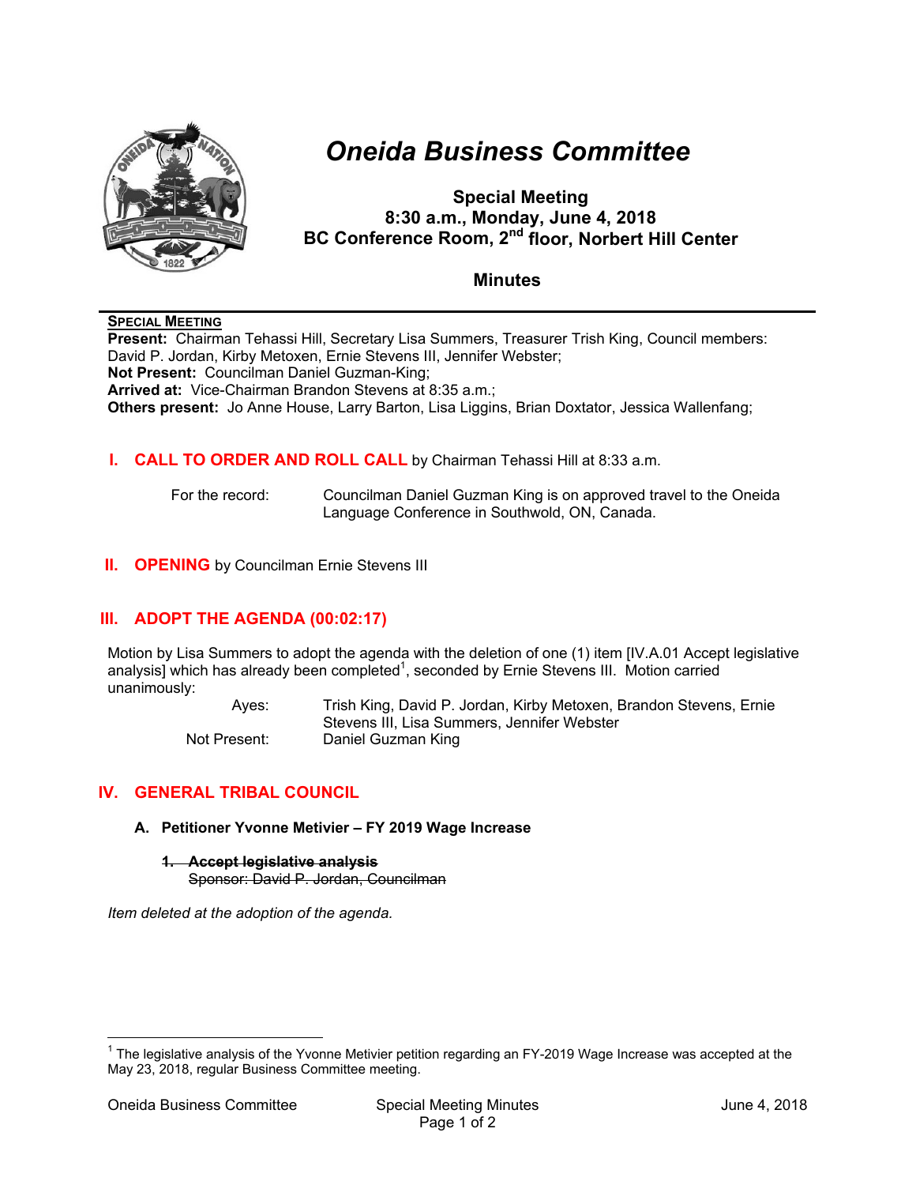# Oneida Business Committee

**Special Meeting**
**8:30 a.m., Monday, June 4, 2018**
**BC Conference Room, 2nd floor, Norbert Hill Center**

**Minutes**

---

**SPECIAL MEETING**

**Present:** Chairman Tehassi Hill, Secretary Lisa Summers, Treasurer Trish King, Council members: David P. Jordan, Kirby Metoxen, Ernie Stevens III, Jennifer Webster;
**Not Present:** Councilman Daniel Guzman-King;
**Arrived at:** Vice-Chairman Brandon Stevens at 8:35 a.m.;
**Others present:** Jo Anne House, Larry Barton, Lisa Liggins, Brian Doxtator, Jessica Wallenfang;

## I. CALL TO ORDER AND ROLL CALL by Chairman Tehassi Hill at 8:33 a.m.

For the record: Councilman Daniel Guzman King is on approved travel to the Oneida Language Conference in Southwold, ON, Canada.

## II. OPENING by Councilman Ernie Stevens III

## III. ADOPT THE AGENDA (00:02:17)

Motion by Lisa Summers to adopt the agenda with the deletion of one (1) item [IV.A.01 Accept legislative analysis] which has already been completed[1], seconded by Ernie Stevens III. Motion carried unanimously:

Ayes: Trish King, David P. Jordan, Kirby Metoxen, Brandon Stevens, Ernie Stevens III, Lisa Summers, Jennifer Webster
Not Present: Daniel Guzman King

## IV. GENERAL TRIBAL COUNCIL

### A. Petitioner Yvonne Metivier – FY 2019 Wage Increase

~~**1. Accept legislative analysis**~~
~~Sponsor: David P. Jordan, Councilman~~

*Item deleted at the adoption of the agenda.*

---

[1] The legislative analysis of the Yvonne Metivier petition regarding an FY-2019 Wage Increase was accepted at the May 23, 2018, regular Business Committee meeting.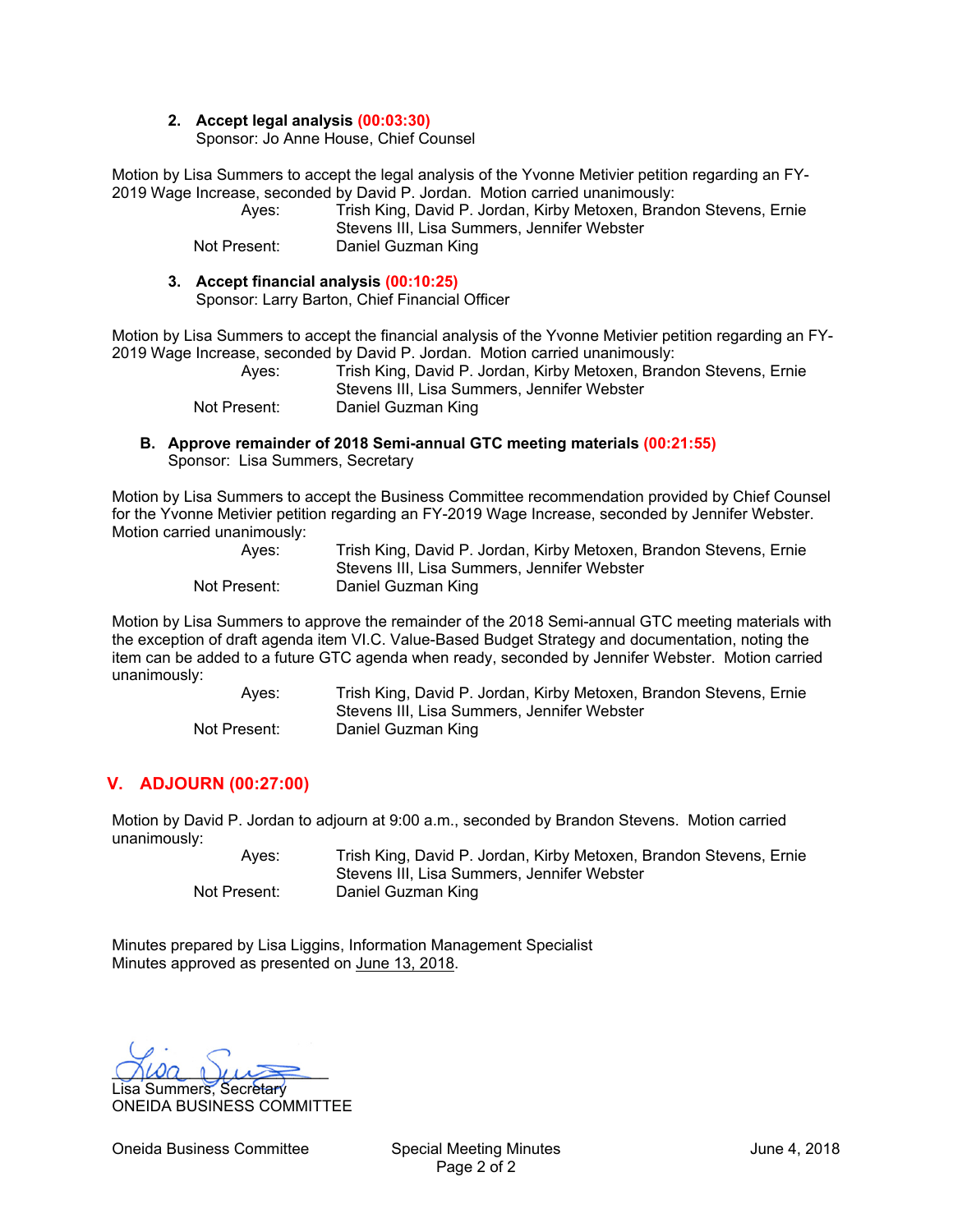**2. Accept legal analysis (00:03:30)**
Sponsor: Jo Anne House, Chief Counsel

Motion by Lisa Summers to accept the legal analysis of the Yvonne Metivier petition regarding an FY-2019 Wage Increase, seconded by David P. Jordan. Motion carried unanimously:

| | |
|---|---|
| Ayes: | Trish King, David P. Jordan, Kirby Metoxen, Brandon Stevens, Ernie Stevens III, Lisa Summers, Jennifer Webster |
| Not Present: | Daniel Guzman King |

**3. Accept financial analysis (00:10:25)**
Sponsor: Larry Barton, Chief Financial Officer

Motion by Lisa Summers to accept the financial analysis of the Yvonne Metivier petition regarding an FY-2019 Wage Increase, seconded by David P. Jordan. Motion carried unanimously:

| | |
|---|---|
| Ayes: | Trish King, David P. Jordan, Kirby Metoxen, Brandon Stevens, Ernie Stevens III, Lisa Summers, Jennifer Webster |
| Not Present: | Daniel Guzman King |

**B. Approve remainder of 2018 Semi-annual GTC meeting materials (00:21:55)**
Sponsor: Lisa Summers, Secretary

Motion by Lisa Summers to accept the Business Committee recommendation provided by Chief Counsel for the Yvonne Metivier petition regarding an FY-2019 Wage Increase, seconded by Jennifer Webster. Motion carried unanimously:

| | |
|---|---|
| Ayes: | Trish King, David P. Jordan, Kirby Metoxen, Brandon Stevens, Ernie Stevens III, Lisa Summers, Jennifer Webster |
| Not Present: | Daniel Guzman King |

Motion by Lisa Summers to approve the remainder of the 2018 Semi-annual GTC meeting materials with the exception of draft agenda item VI.C. Value-Based Budget Strategy and documentation, noting the item can be added to a future GTC agenda when ready, seconded by Jennifer Webster. Motion carried unanimously:

| | |
|---|---|
| Ayes: | Trish King, David P. Jordan, Kirby Metoxen, Brandon Stevens, Ernie Stevens III, Lisa Summers, Jennifer Webster |
| Not Present: | Daniel Guzman King |

## V. ADJOURN (00:27:00)

Motion by David P. Jordan to adjourn at 9:00 a.m., seconded by Brandon Stevens. Motion carried unanimously:

| | |
|---|---|
| Ayes: | Trish King, David P. Jordan, Kirby Metoxen, Brandon Stevens, Ernie Stevens III, Lisa Summers, Jennifer Webster |
| Not Present: | Daniel Guzman King |

Minutes prepared by Lisa Liggins, Information Management Specialist
Minutes approved as presented on June 13, 2018.

Lisa Summers, Secretary
ONEIDA BUSINESS COMMITTEE